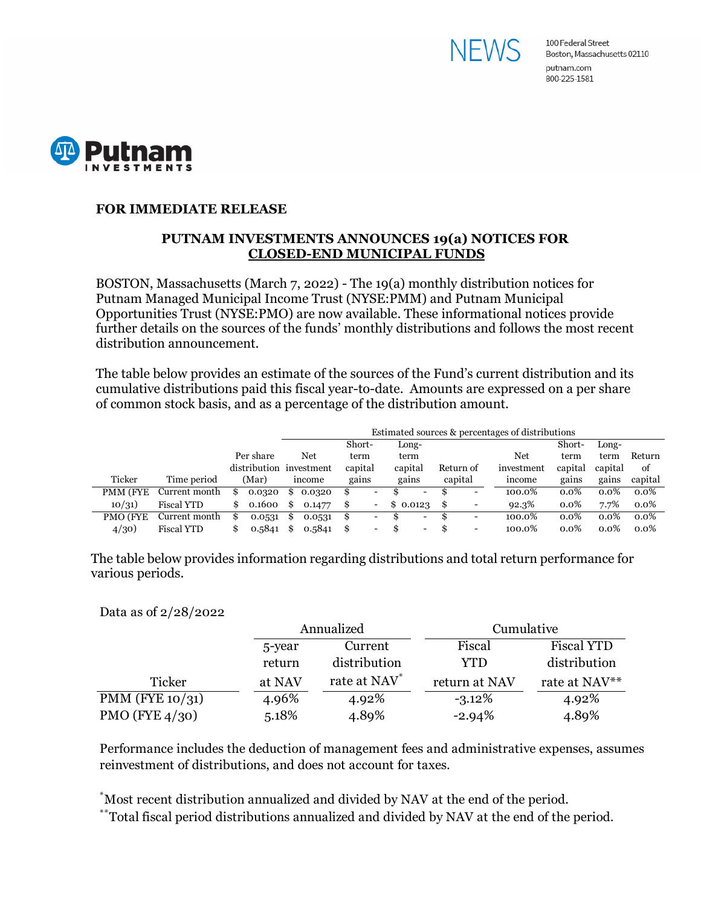NEWS

100 Federal Street
Boston, Massachusetts 02110
putnam.com
800-225-1581

Putnam INVESTMENTS

**FOR IMMEDIATE RELEASE**

**PUTNAM INVESTMENTS ANNOUNCES 19(a) NOTICES FOR CLOSED-END MUNICIPAL FUNDS**

BOSTON, Massachusetts (March 7, 2022) - The 19(a) monthly distribution notices for Putnam Managed Municipal Income Trust (NYSE:PMM) and Putnam Municipal Opportunities Trust (NYSE:PMO) are now available. These informational notices provide further details on the sources of the funds' monthly distributions and follows the most recent distribution announcement.

The table below provides an estimate of the sources of the Fund's current distribution and its cumulative distributions paid this fiscal year-to-date. Amounts are expressed on a per share of common stock basis, and as a percentage of the distribution amount.

| | | | Estimated sources & percentages of distributions | | | | | | | |
|---|---|---|---|---|---|---|---|---|---|---|
| Ticker | Time period | Per share distribution (Mar) | Net investment income | Short-term capital gains | Long-term capital gains | Return of capital | Net investment income | Short-term capital gains | Long-term capital gains | Return of capital |
| PMM (FYE 10/31) | Current month | $ 0.0320 | $ 0.0320 | $ - | $ - | $ - | 100.0% | 0.0% | 0.0% | 0.0% |
| | Fiscal YTD | $ 0.1600 | $ 0.1477 | $ - | $ 0.0123 | $ - | 92.3% | 0.0% | 7.7% | 0.0% |
| PMO (FYE 4/30) | Current month | $ 0.0531 | $ 0.0531 | $ - | $ - | $ - | 100.0% | 0.0% | 0.0% | 0.0% |
| | Fiscal YTD | $ 0.5841 | $ 0.5841 | $ - | $ - | $ - | 100.0% | 0.0% | 0.0% | 0.0% |

The table below provides information regarding distributions and total return performance for various periods.

Data as of 2/28/2022

| | Annualized | | Cumulative | |
|---|---|---|---|---|
| Ticker | 5-year return at NAV | Current distribution rate at NAV* | Fiscal YTD return at NAV | Fiscal YTD distribution rate at NAV** |
| PMM (FYE 10/31) | 4.96% | 4.92% | -3.12% | 4.92% |
| PMO (FYE 4/30) | 5.18% | 4.89% | -2.94% | 4.89% |

Performance includes the deduction of management fees and administrative expenses, assumes reinvestment of distributions, and does not account for taxes.

*Most recent distribution annualized and divided by NAV at the end of the period.

**Total fiscal period distributions annualized and divided by NAV at the end of the period.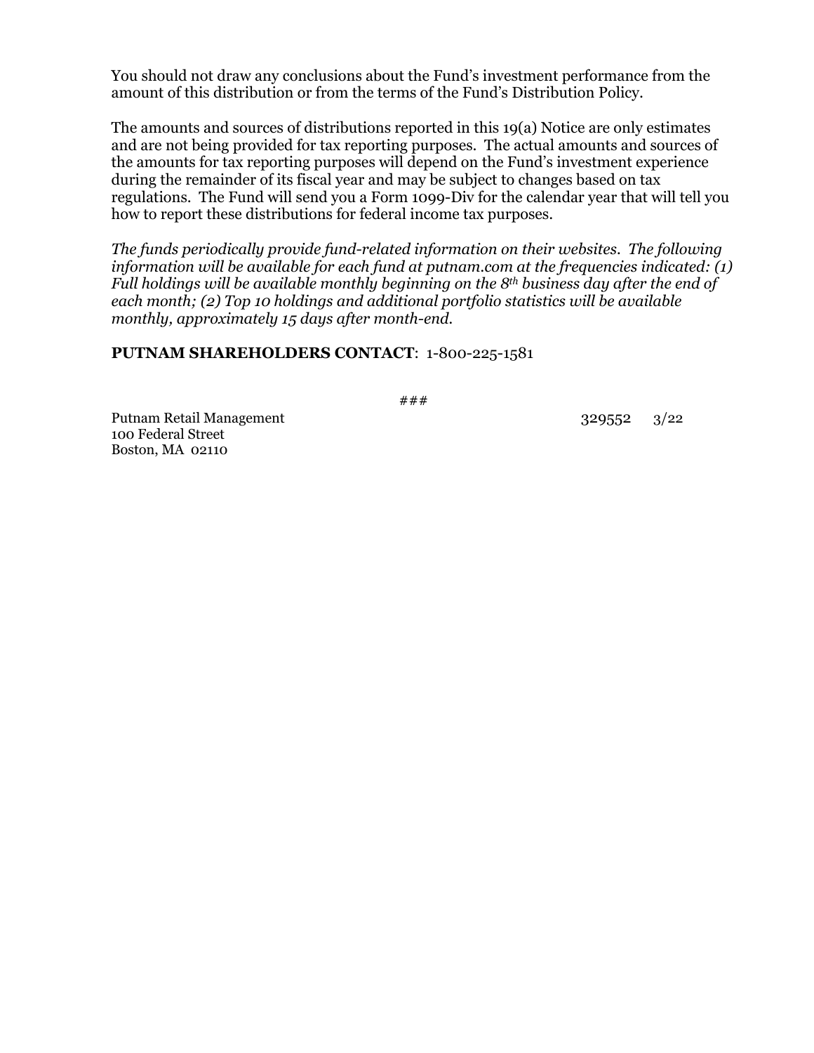You should not draw any conclusions about the Fund's investment performance from the amount of this distribution or from the terms of the Fund's Distribution Policy.

The amounts and sources of distributions reported in this 19(a) Notice are only estimates and are not being provided for tax reporting purposes. The actual amounts and sources of the amounts for tax reporting purposes will depend on the Fund's investment experience during the remainder of its fiscal year and may be subject to changes based on tax regulations. The Fund will send you a Form 1099-Div for the calendar year that will tell you how to report these distributions for federal income tax purposes.

*The funds periodically provide fund-related information on their websites. The following information will be available for each fund at putnam.com at the frequencies indicated: (1) Full holdings will be available monthly beginning on the 8th business day after the end of each month; (2) Top 10 holdings and additional portfolio statistics will be available monthly, approximately 15 days after month-end.*

**PUTNAM SHAREHOLDERS CONTACT**: 1-800-225-1581

###

Putnam Retail Management
100 Federal Street
Boston, MA 02110

329552 3/22